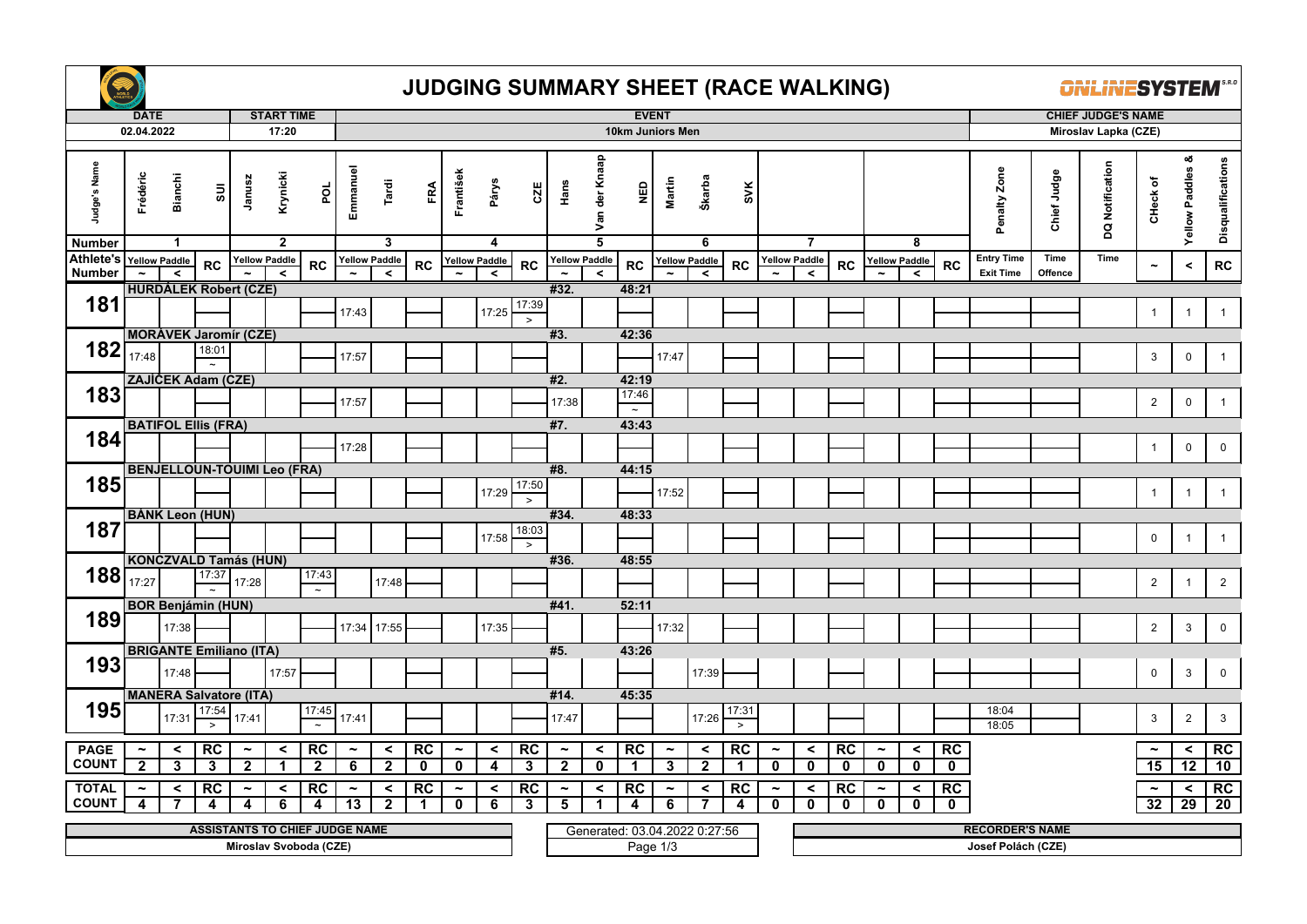# JUDGING SUMMARY SHEET (RACE WALKING)

| DATE | START TIME | EVENT | CHIEF JUDGE'S NAME |
|---|---|---|---|
| 02.04.2022 | 17:20 | 10km Juniors Men | Miroslav Lapka (CZE) |

| Judge's Name | Frédéric Bianchi SUI | | | Janusz Krynicki POL | | | Emmanuel Tardi FRA | | | František Pärys CZE | | | Hans Van der Knaap NED | | | Martin Škarba SVK | | | | | | | | | Penalty Zone | Chief Judge | DQ Notification | CHeck of | Yellow Paddles & | Disqualifications |
|---|---|---|---|---|---|---|---|---|---|---|---|---|---|---|---|---|---|---|---|---|---|---|---|---|---|---|---|---|---|---|
| Number | 1 | | | 2 | | | 3 | | | 4 | | | 5 | | | 6 | | | 7 | | | 8 | | | | | | | | |
| Athlete's Number | Yellow Paddle ~ | Yellow Paddle < | RC | Yellow Paddle ~ | Yellow Paddle < | RC | Yellow Paddle ~ | Yellow Paddle < | RC | Yellow Paddle ~ | Yellow Paddle < | RC | Yellow Paddle ~ | Yellow Paddle < | RC | Yellow Paddle ~ | Yellow Paddle < | RC | Yellow Paddle ~ | Yellow Paddle < | RC | Yellow Paddle ~ | Yellow Paddle < | RC | Entry Time / Exit Time | Time Offence | Time | ~ | < | RC |
| 181 HURDÁLEK Robert (CZE) #32. 48:21 | | | | | | | 17:43 | | | | 17:25 | 17:39 > | | | | | | | | | | | | | | | | 1 | 1 | 1 |
| 182 MORÁVEK Jaromír (CZE) #3. 42:36 | 17:48 | | 18:01 ~ | | | | 17:57 | | | | | | | | | 17:47 | | | | | | | | | | | | 3 | 0 | 1 |
| 183 ZAJÍČEK Adam (CZE) #2. 42:19 | | | | | | | 17:57 | | | | | | 17:38 | | 17:46 ~ | | | | | | | | | | | | | 2 | 0 | 1 |
| 184 BATIFOL Ellis (FRA) #7. 43:43 | | | | | | | 17:28 | | | | | | | | | | | | | | | | | | | | | 1 | 0 | 0 |
| 185 BENJELLOUN-TOUIMI Leo (FRA) #8. 44:15 | | | | | | | | | | | 17:29 | 17:50 > | | | | 17:52 | | | | | | | | | | | | 1 | 1 | 1 |
| 187 BÁNK Leon (HUN) #34. 48:33 | | | | | | | | | | | 17:58 | 18:03 > | | | | | | | | | | | | | | | | 0 | 1 | 1 |
| 188 KONCZVALD Tamás (HUN) #36. 48:55 | 17:27 | | 17:37 ~ | 17:28 | | 17:43 ~ | | 17:48 | | | | | | | | | | | | | | | | | | | | 2 | 1 | 2 |
| 189 BOR Benjámin (HUN) #41. 52:11 | | 17:38 | | | | | 17:34 | 17:55 | | | 17:35 | | | | | 17:32 | | | | | | | | | | | | 2 | 3 | 0 |
| 193 BRIGANTE Emiliano (ITA) #5. 43:26 | | 17:48 | | | 17:57 | | | | | | | | | | | | 17:39 | | | | | | | | | | | 0 | 3 | 0 |
| 195 MANERA Salvatore (ITA) #14. 45:35 | | 17:31 | 17:54 > | 17:41 | | 17:45 ~ | 17:41 | | | | | | 17:47 | | | | 17:26 | 17:31 > | | | | | | | 18:04 / 18:05 | | | 3 | 2 | 3 |
| PAGE COUNT | 2 | 3 | 3 | 2 | 1 | 2 | 6 | 2 | 0 | 0 | 4 | 3 | 2 | 0 | 1 | 3 | 2 | 1 | 0 | 0 | 0 | 0 | 0 | 0 | | | | 15 | 12 | 10 |
| TOTAL COUNT | 4 | 7 | 4 | 4 | 6 | 4 | 13 | 2 | 1 | 0 | 6 | 3 | 5 | 1 | 4 | 6 | 7 | 4 | 0 | 0 | 0 | 0 | 0 | 0 | | | | 32 | 29 | 20 |

| ASSISTANTS TO CHIEF JUDGE NAME | | RECORDER'S NAME |
|---|---|---|
| Miroslav Svoboda (CZE) | Generated: 03.04.2022 0:27:56 | Josef Polách (CZE) |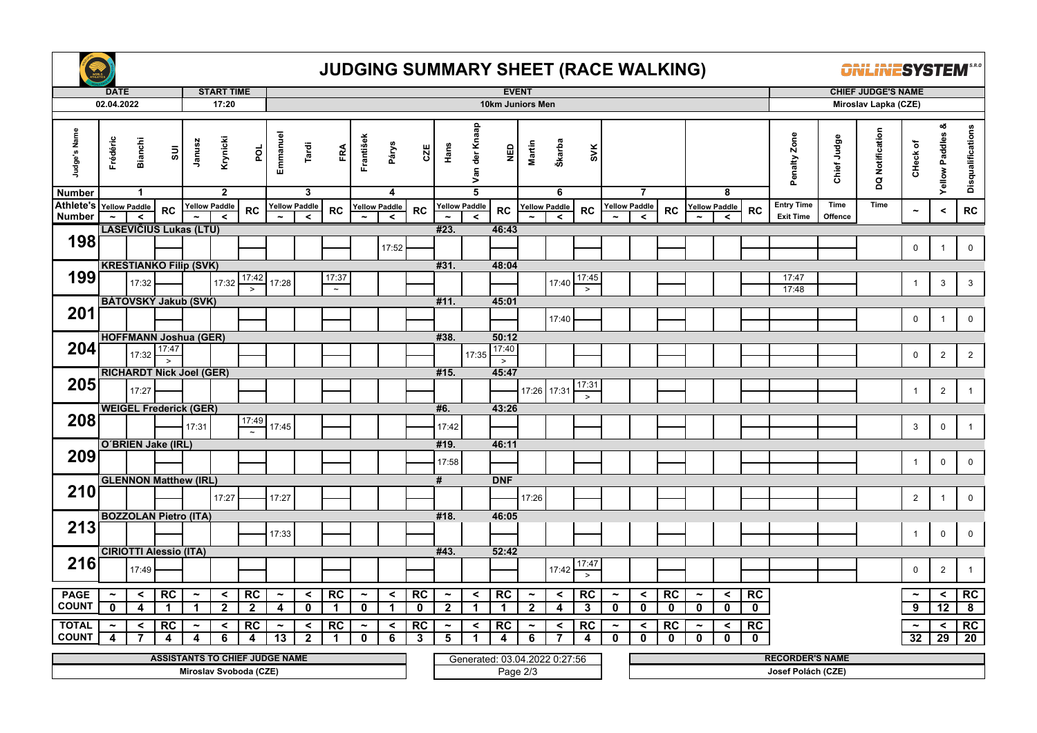# JUDGING SUMMARY SHEET (RACE WALKING)

ONLINESYSTEM S.R.O

| DATE | START TIME | EVENT | CHIEF JUDGE'S NAME |
|---|---|---|---|
| 02.04.2022 | 17:20 | 10km Juniors Men | Miroslav Lapka (CZE) |

| Judge's Name | Frédéric | Bianchi | SUI | Janusz | Krynicki | POL | Emmanuel | Tardi | FRA | František | Pārys | CZE | Hans | Van der Knaap | NED | Martin | Škarba | SVK | | | | | | | Penalty Zone | Chief Judge | DQ Notification | CHeck of | Yellow Paddles & | Disqualifications |
|---|---|---|---|---|---|---|---|---|---|---|---|---|---|---|---|---|---|---|---|---|---|---|---|---|---|---|---|---|---|---|
| Number | 1 | | | 2 | | | 3 | | | 4 | | | 5 | | | 6 | | | 7 | | | 8 | | | | | | | | |
| Athlete's Number | Yellow Paddle ~ | Yellow Paddle < | RC | Yellow Paddle ~ | Yellow Paddle < | RC | Yellow Paddle ~ | Yellow Paddle < | RC | Yellow Paddle ~ | Yellow Paddle < | RC | Yellow Paddle ~ | Yellow Paddle < | RC | Yellow Paddle ~ | Yellow Paddle < | RC | Yellow Paddle ~ | Yellow Paddle < | RC | Yellow Paddle ~ | Yellow Paddle < | RC | Entry Time / Exit Time | Time Offence | Time | ~ | < | RC |
| | LASEVIČIUS Lukas (LTU) | | | | | | | | | | | | #23. | | 46:43 | | | | | | | | | | | | | | | |
| 198 | | | | | | | | | | | 17:52 | | | | | | | | | | | | | | | | | 0 | 1 | 0 |
| | KRESTIANKO Filip (SVK) | | | | | | | | | | | | #31. | | 48:04 | | | | | | | | | | | | | | | |
| 199 | | 17:32 | | | 17:32 | 17:42 > | 17:28 | | 17:37 ~ | | | | | | | | 17:40 | 17:45 > | | | | | | | 17:47 / 17:48 | | | 1 | 3 | 3 |
| | BÁTOVSKÝ Jakub (SVK) | | | | | | | | | | | | #11. | | 45:01 | | | | | | | | | | | | | | | |
| 201 | | | | | | | | | | | | | | | | | 17:40 | | | | | | | | | | | 0 | 1 | 0 |
| | HOFFMANN Joshua (GER) | | | | | | | | | | | | #38. | | 50:12 | | | | | | | | | | | | | | | |
| 204 | | 17:32 | 17:47 > | | | | | | | | | | | 17:35 | 17:40 > | | | | | | | | | | | | | 0 | 2 | 2 |
| | RICHARDT Nick Joel (GER) | | | | | | | | | | | | #15. | | 45:47 | | | | | | | | | | | | | | | |
| 205 | | 17:27 | | | | | | | | | | | | | | 17:26 | 17:31 | 17:31 > | | | | | | | | | | 1 | 2 | 1 |
| | WEIGEL Frederick (GER) | | | | | | | | | | | | #6. | | 43:26 | | | | | | | | | | | | | | | |
| 208 | | | | 17:31 | | 17:49 ~ | 17:45 | | | | | | 17:42 | | | | | | | | | | | | | | | 3 | 0 | 1 |
| | O´BRIEN Jake (IRL) | | | | | | | | | | | | #19. | | 46:11 | | | | | | | | | | | | | | | |
| 209 | | | | | | | | | | | | | 17:58 | | | | | | | | | | | | | | | 1 | 0 | 0 |
| | GLENNON Matthew (IRL) | | | | | | | | | | | | # | | DNF | | | | | | | | | | | | | | | |
| 210 | | | | | 17:27 | | 17:27 | | | | | | | | | 17:26 | | | | | | | | | | | | 2 | 1 | 0 |
| | BOZZOLAN Pietro (ITA) | | | | | | | | | | | | #18. | | 46:05 | | | | | | | | | | | | | | | |
| 213 | | | | | | | 17:33 | | | | | | | | | | | | | | | | | | | | | 1 | 0 | 0 |
| | CIRIOTTI Alessio (ITA) | | | | | | | | | | | | #43. | | 52:42 | | | | | | | | | | | | | | | |
| 216 | | 17:49 | | | | | | | | | | | | | | | 17:42 | 17:47 > | | | | | | | | | | 0 | 2 | 1 |
| PAGE COUNT | ~ 0 | < 4 | RC 1 | ~ 1 | < 2 | RC 2 | ~ 4 | < 0 | RC 1 | ~ 0 | < 1 | RC 0 | ~ 2 | < 1 | RC 1 | ~ 2 | < 4 | RC 3 | ~ 0 | < 0 | RC 0 | ~ 0 | < 0 | RC 0 | | | | ~ 9 | < 12 | RC 8 |
| TOTAL COUNT | ~ 4 | < 7 | RC 4 | ~ 4 | < 6 | RC 4 | ~ 13 | < 2 | RC 1 | ~ 0 | < 6 | RC 3 | ~ 5 | < 1 | RC 4 | ~ 6 | < 7 | RC 4 | ~ 0 | < 0 | RC 0 | ~ 0 | < 0 | RC 0 | | | | ~ 32 | < 29 | RC 20 |

| ASSISTANTS TO CHIEF JUDGE NAME | | RECORDER'S NAME |
|---|---|---|
| Miroslav Svoboda (CZE) | Generated: 03.04.2022 0:27:56 | Josef Polách (CZE) |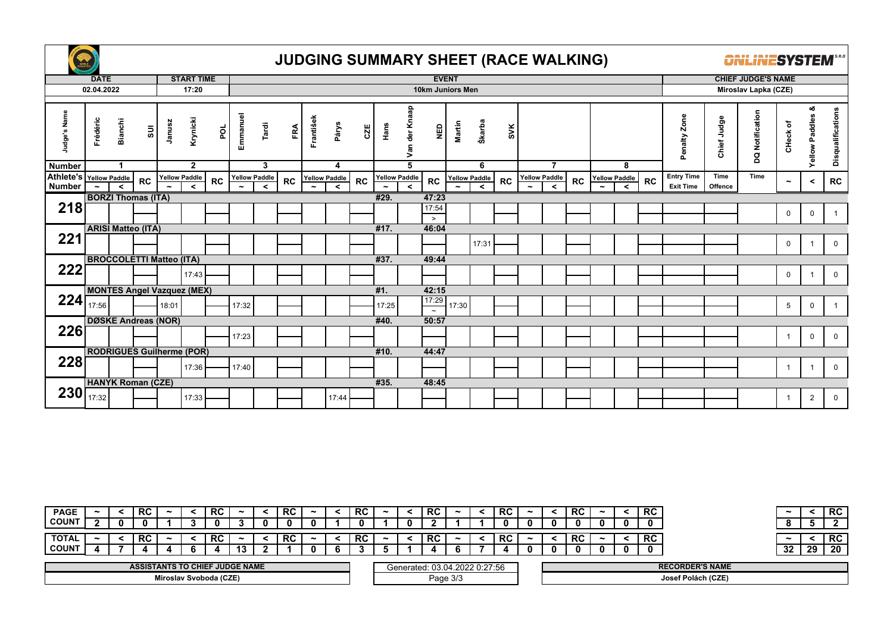# JUDGING SUMMARY SHEET (RACE WALKING)

ONLINESYSTEM S.R.O

| DATE | START TIME | EVENT | CHIEF JUDGE'S NAME |
|---|---|---|---|
| 02.04.2022 | 17:20 | 10km Juniors Men | Miroslav Lapka (CZE) |

| Judge's Name | Frédéric Bianchi SUI | | | Janusz Krynicki POL | | | Emmanuel Tardi FRA | | | František Pårys CZE | | | Hans Van der Knaap NED | | | Martin Škarba SVK | | | | | | | | | Penalty Zone | Chief Judge | DQ Notification | CHeck of | Yellow Paddles & | Disqualifications |
|---|---|---|---|---|---|---|---|---|---|---|---|---|---|---|---|---|---|---|---|---|---|---|---|---|---|---|---|---|---|---|
| Number | 1 | | | 2 | | | 3 | | | 4 | | | 5 | | | 6 | | | 7 | | | 8 | | | | | | | | |
| Athlete's Number | Yellow Paddle ~ | Yellow Paddle < | RC | Yellow Paddle ~ | Yellow Paddle < | RC | Yellow Paddle ~ | Yellow Paddle < | RC | Yellow Paddle ~ | Yellow Paddle < | RC | Yellow Paddle ~ | Yellow Paddle < | RC | Yellow Paddle ~ | Yellow Paddle < | RC | Yellow Paddle ~ | Yellow Paddle < | RC | Yellow Paddle ~ | Yellow Paddle < | RC | Entry Time / Exit Time | Time Offence | Time | ~ | < | RC |
| 218 BORZI Thomas (ITA) #29. 47:23 | | | | | | | | | | | | | | | 17:54 > | | | | | | | | | | | | | 0 | 0 | 1 |
| 221 ARISI Matteo (ITA) #17. 46:04 | | | | | | | | | | | | | | | | | 17:31 | | | | | | | | | | | 0 | 1 | 0 |
| 222 BROCCOLETTI Matteo (ITA) #37. 49:44 | | | | | 17:43 | | | | | | | | | | | | | | | | | | | | | | | 0 | 1 | 0 |
| 224 MONTES Angel Vazquez (MEX) #1. 42:15 | 17:56 | | | 18:01 | | | 17:32 | | | | | | 17:25 | | 17:29 ~ | 17:30 | | | | | | | | | | | | 5 | 0 | 1 |
| 226 DØSKE Andreas (NOR) #40. 50:57 | | | | | | | 17:23 | | | | | | | | | | | | | | | | | | | | | 1 | 0 | 0 |
| 228 RODRIGUES Guilherme (POR) #10. 44:47 | | | | | 17:36 | | 17:40 | | | | | | | | | | | | | | | | | | | | | 1 | 1 | 0 |
| 230 HANYK Roman (CZE) #35. 48:45 | 17:32 | | | | 17:33 | | | | | | 17:44 | | | | | | | | | | | | | | | | | 1 | 2 | 0 |

| | ~ | < | RC | ~ | < | RC | ~ | < | RC | ~ | < | RC | ~ | < | RC | ~ | < | RC | ~ | < | RC | ~ | < | RC | ~ | < | RC |
|---|---|---|---|---|---|---|---|---|---|---|---|---|---|---|---|---|---|---|---|---|---|---|---|---|---|---|---|
| PAGE COUNT | 2 | 0 | 0 | 1 | 3 | 0 | 3 | 0 | 0 | 0 | 1 | 0 | 1 | 0 | 2 | 1 | 1 | 0 | 0 | 0 | 0 | 0 | 0 | 0 | 8 | 5 | 2 |
| TOTAL COUNT | 4 | 7 | 4 | 4 | 6 | 4 | 13 | 2 | 1 | 0 | 6 | 3 | 5 | 1 | 4 | 6 | 7 | 4 | 0 | 0 | 0 | 0 | 0 | 0 | 32 | 29 | 20 |

| ASSISTANTS TO CHIEF JUDGE NAME | | RECORDER'S NAME |
|---|---|---|
| Miroslav Svoboda (CZE) | Generated: 03.04.2022 0:27:56 | Josef Polách (CZE) |